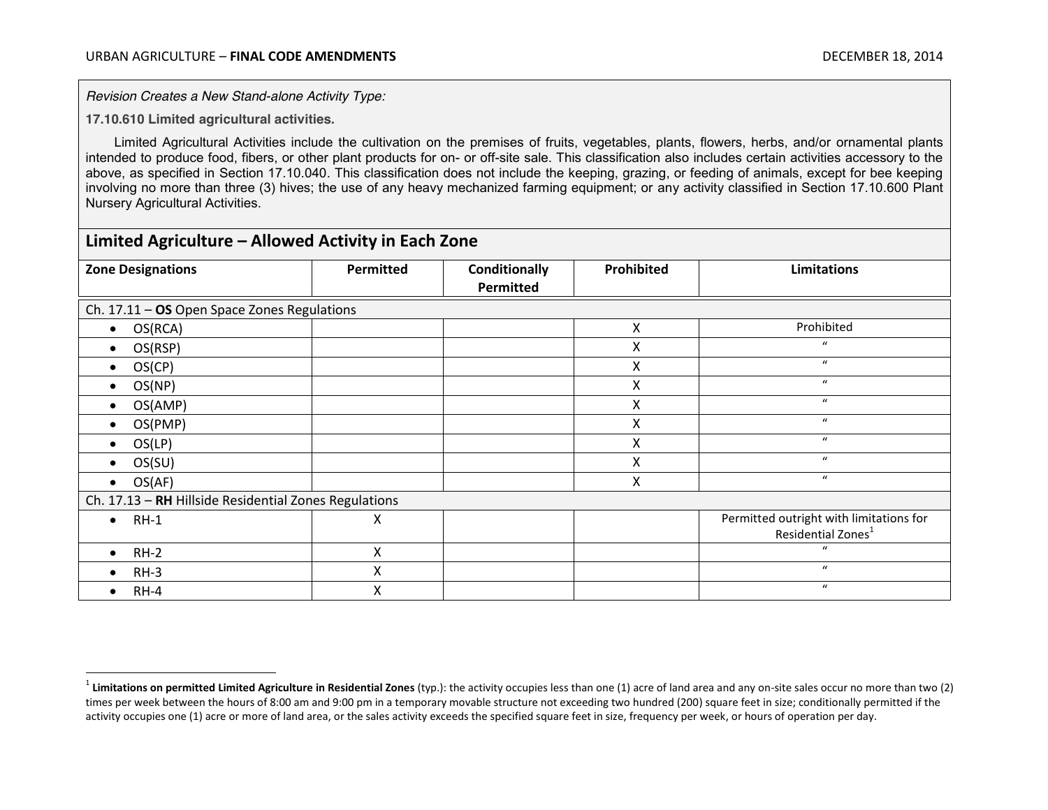*Revision Creates a New Stand-alone Activity Type:*

**17.10.610 Limited agricultural activities.**

Limited Agricultural Activities include the cultivation on the premises of fruits, vegetables, plants, flowers, herbs, and/or ornamental plants intended to produce food, fibers, or other plant products for on- or off-site sale. This classification also includes certain activities accessory to the above, as specified in Section 17.10.040. This classification does not include the keeping, grazing, or feeding of animals, except for bee keeping involving no more than three (3) hives; the use of any heavy mechanized farming equipment; or any activity classified in Section 17.10.600 Plant Nursery Agricultural Activities.

## Limited Agriculture – Allowed Activity in Each Zone

| Zone Designations | Permitted | Conditionally Permitted | Prohibited | Limitations |
|---|---|---|---|---|
| Ch. 17.11 – **OS** Open Space Zones Regulations | | | | |
| • OS(RCA) | | | X | Prohibited |
| • OS(RSP) | | | X | " |
| • OS(CP) | | | X | " |
| • OS(NP) | | | X | " |
| • OS(AMP) | | | X | " |
| • OS(PMP) | | | X | " |
| • OS(LP) | | | X | " |
| • OS(SU) | | | X | " |
| • OS(AF) | | | X | " |
| Ch. 17.13 – **RH** Hillside Residential Zones Regulations | | | | |
| • RH-1 | X | | | Permitted outright with limitations for Residential Zones[1] |
| • RH-2 | X | | | " |
| • RH-3 | X | | | " |
| • RH-4 | X | | | " |

[1] **Limitations on permitted Limited Agriculture in Residential Zones** (typ.): the activity occupies less than one (1) acre of land area and any on-site sales occur no more than two (2) times per week between the hours of 8:00 am and 9:00 pm in a temporary movable structure not exceeding two hundred (200) square feet in size; conditionally permitted if the activity occupies one (1) acre or more of land area, or the sales activity exceeds the specified square feet in size, frequency per week, or hours of operation per day.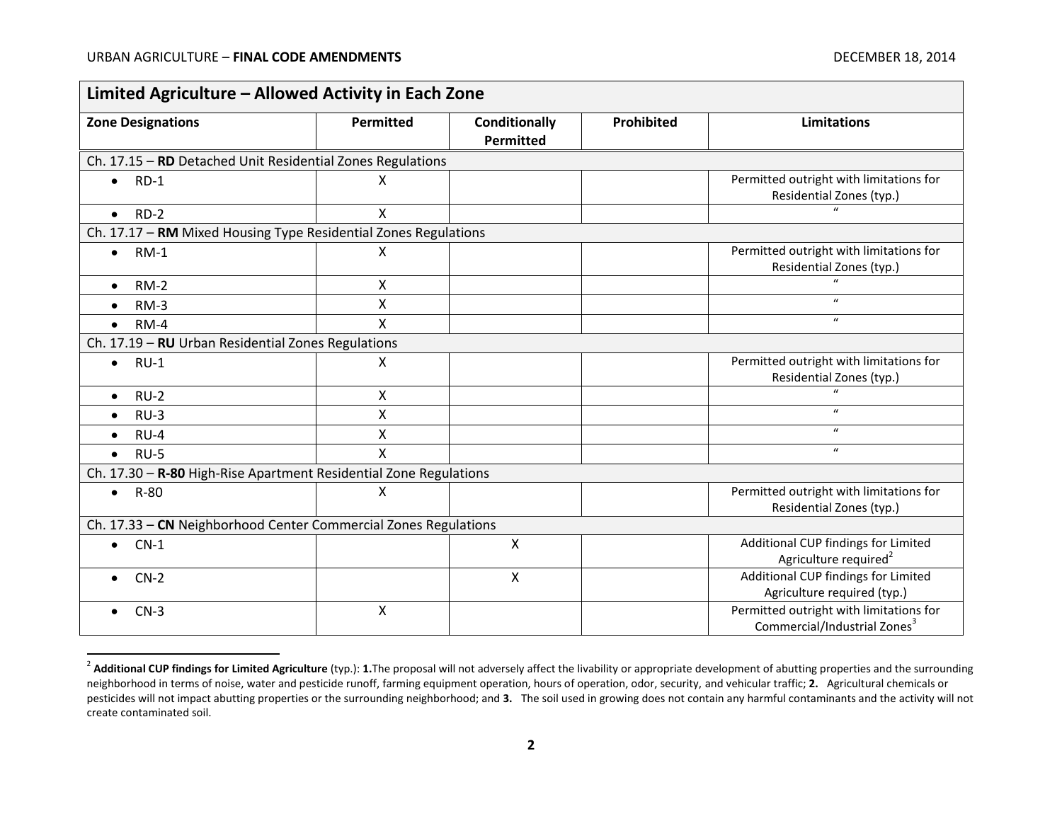| Limited Agriculture – Allowed Activity in Each Zone | | | | |
|---|---|---|---|---|
| **Zone Designations** | **Permitted** | **Conditionally Permitted** | **Prohibited** | **Limitations** |
| Ch. 17.15 – **RD** Detached Unit Residential Zones Regulations | | | | |
| • RD-1 | X | | | Permitted outright with limitations for Residential Zones (typ.) |
| • RD-2 | X | | | " |
| Ch. 17.17 – **RM** Mixed Housing Type Residential Zones Regulations | | | | |
| • RM-1 | X | | | Permitted outright with limitations for Residential Zones (typ.) |
| • RM-2 | X | | | " |
| • RM-3 | X | | | " |
| • RM-4 | X | | | " |
| Ch. 17.19 – **RU** Urban Residential Zones Regulations | | | | |
| • RU-1 | X | | | Permitted outright with limitations for Residential Zones (typ.) |
| • RU-2 | X | | | " |
| • RU-3 | X | | | " |
| • RU-4 | X | | | " |
| • RU-5 | X | | | " |
| Ch. 17.30 – **R-80** High-Rise Apartment Residential Zone Regulations | | | | |
| • R-80 | X | | | Permitted outright with limitations for Residential Zones (typ.) |
| Ch. 17.33 – **CN** Neighborhood Center Commercial Zones Regulations | | | | |
| • CN-1 | | X | | Additional CUP findings for Limited Agriculture required[2] |
| • CN-2 | | X | | Additional CUP findings for Limited Agriculture required (typ.) |
| • CN-3 | X | | | Permitted outright with limitations for Commercial/Industrial Zones[3] |

[2] **Additional CUP findings for Limited Agriculture** (typ.): **1.** The proposal will not adversely affect the livability or appropriate development of abutting properties and the surrounding neighborhood in terms of noise, water and pesticide runoff, farming equipment operation, hours of operation, odor, security, and vehicular traffic; **2.** Agricultural chemicals or pesticides will not impact abutting properties or the surrounding neighborhood; and **3.** The soil used in growing does not contain any harmful contaminants and the activity will not create contaminated soil.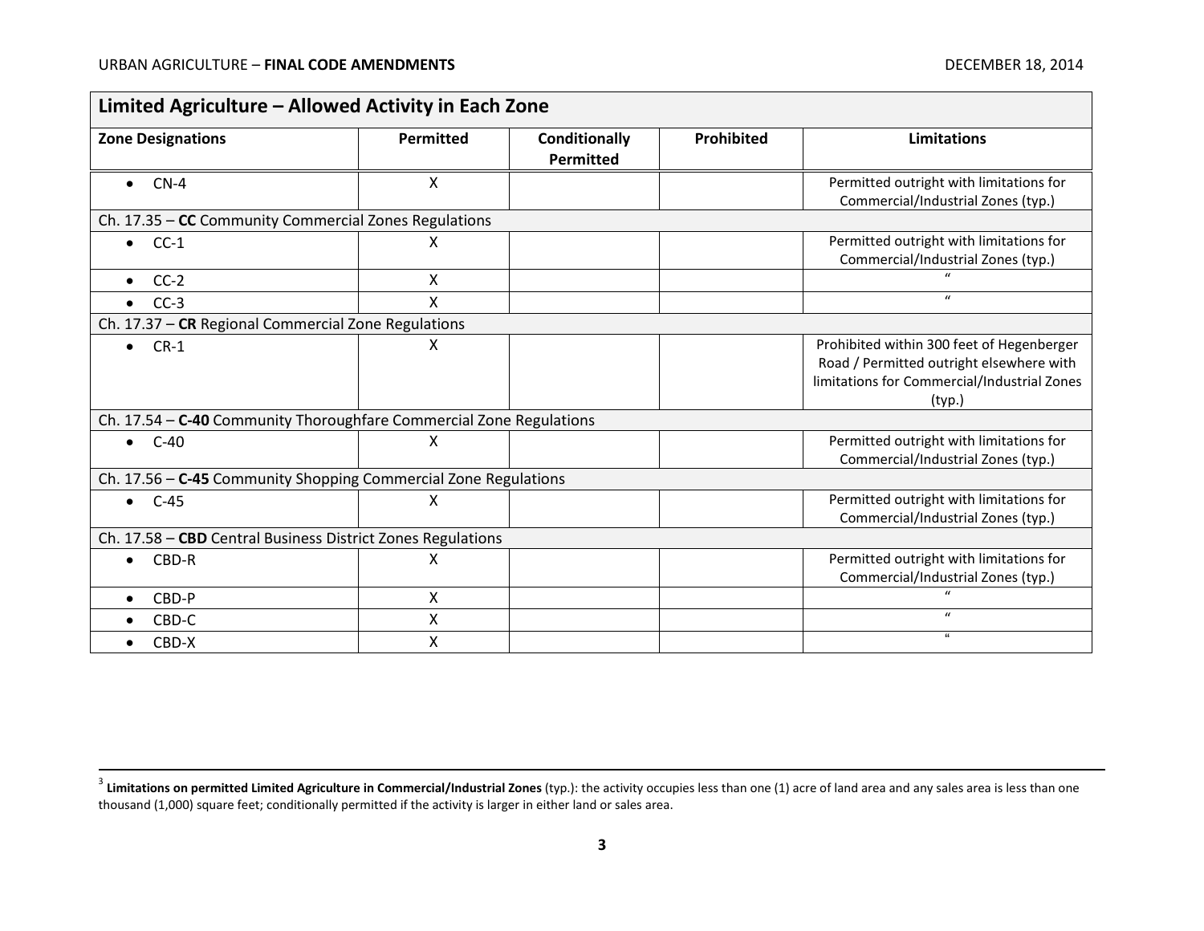| Limited Agriculture – Allowed Activity in Each Zone | | | | |
|---|---|---|---|---|
| **Zone Designations** | **Permitted** | **Conditionally Permitted** | **Prohibited** | **Limitations** |
| • CN-4 | X | | | Permitted outright with limitations for Commercial/Industrial Zones (typ.) |
| Ch. 17.35 – **CC** Community Commercial Zones Regulations | | | | |
| • CC-1 | X | | | Permitted outright with limitations for Commercial/Industrial Zones (typ.) |
| • CC-2 | X | | | " |
| • CC-3 | X | | | " |
| Ch. 17.37 – **CR** Regional Commercial Zone Regulations | | | | |
| • CR-1 | X | | | Prohibited within 300 feet of Hegenberger Road / Permitted outright elsewhere with limitations for Commercial/Industrial Zones (typ.) |
| Ch. 17.54 – **C-40** Community Thoroughfare Commercial Zone Regulations | | | | |
| • C-40 | X | | | Permitted outright with limitations for Commercial/Industrial Zones (typ.) |
| Ch. 17.56 – **C-45** Community Shopping Commercial Zone Regulations | | | | |
| • C-45 | X | | | Permitted outright with limitations for Commercial/Industrial Zones (typ.) |
| Ch. 17.58 – **CBD** Central Business District Zones Regulations | | | | |
| • CBD-R | X | | | Permitted outright with limitations for Commercial/Industrial Zones (typ.) |
| • CBD-P | X | | | " |
| • CBD-C | X | | | " |
| • CBD-X | X | | | " |

[3] **Limitations on permitted Limited Agriculture in Commercial/Industrial Zones** (typ.): the activity occupies less than one (1) acre of land area and any sales area is less than one thousand (1,000) square feet; conditionally permitted if the activity is larger in either land or sales area.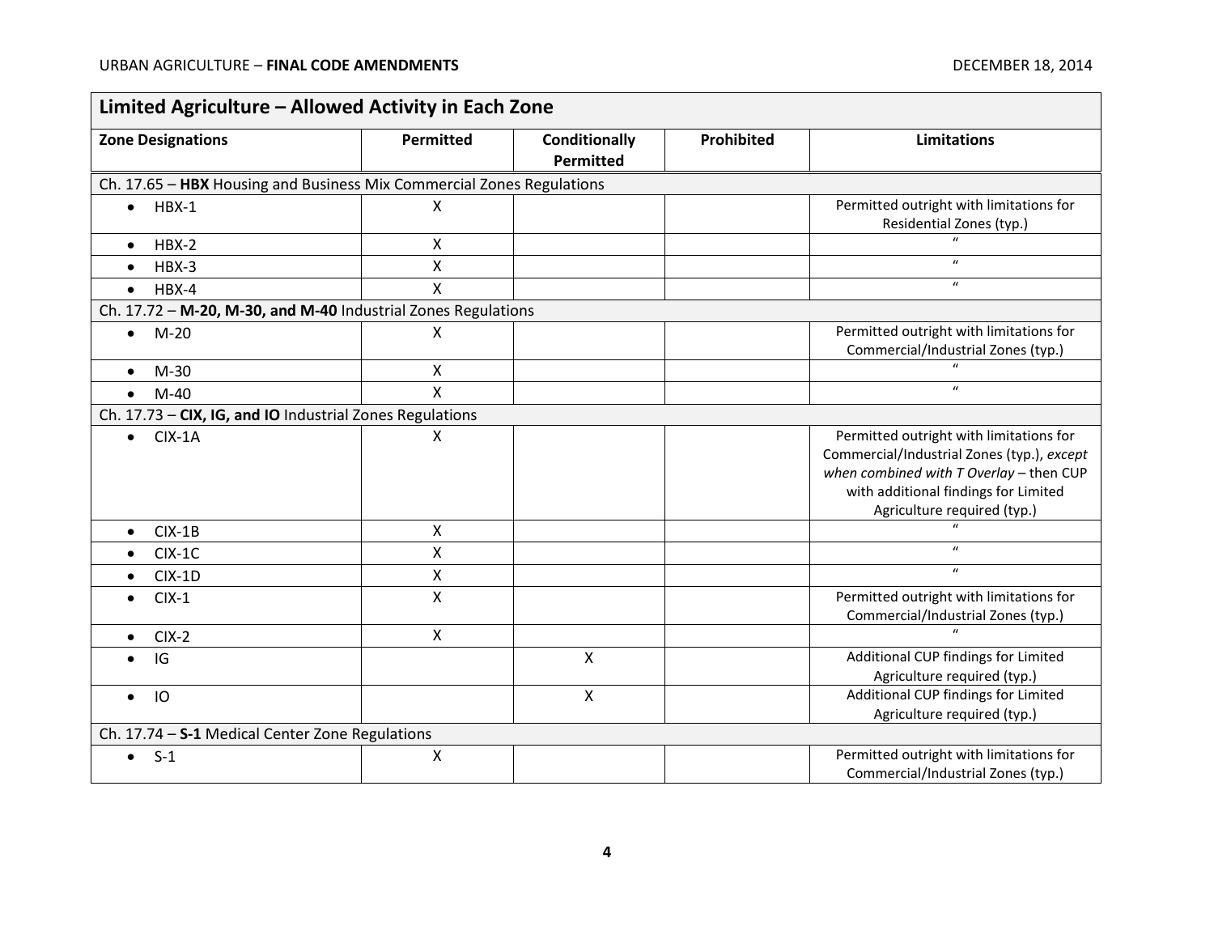| Limited Agriculture – Allowed Activity in Each Zone | | | | |
|---|---|---|---|---|
| **Zone Designations** | **Permitted** | **Conditionally Permitted** | **Prohibited** | **Limitations** |
| Ch. 17.65 – **HBX** Housing and Business Mix Commercial Zones Regulations | | | | |
| • HBX-1 | X | | | Permitted outright with limitations for Residential Zones (typ.) |
| • HBX-2 | X | | | " |
| • HBX-3 | X | | | " |
| • HBX-4 | X | | | " |
| Ch. 17.72 – **M-20, M-30, and M-40** Industrial Zones Regulations | | | | |
| • M-20 | X | | | Permitted outright with limitations for Commercial/Industrial Zones (typ.) |
| • M-30 | X | | | " |
| • M-40 | X | | | " |
| Ch. 17.73 – **CIX, IG, and IO** Industrial Zones Regulations | | | | |
| • CIX-1A | X | | | Permitted outright with limitations for Commercial/Industrial Zones (typ.), *except when combined with T Overlay* – then CUP with additional findings for Limited Agriculture required (typ.) |
| • CIX-1B | X | | | " |
| • CIX-1C | X | | | " |
| • CIX-1D | X | | | " |
| • CIX-1 | X | | | Permitted outright with limitations for Commercial/Industrial Zones (typ.) |
| • CIX-2 | X | | | " |
| • IG | | X | | Additional CUP findings for Limited Agriculture required (typ.) |
| • IO | | X | | Additional CUP findings for Limited Agriculture required (typ.) |
| Ch. 17.74 – **S-1** Medical Center Zone Regulations | | | | |
| • S-1 | X | | | Permitted outright with limitations for Commercial/Industrial Zones (typ.) |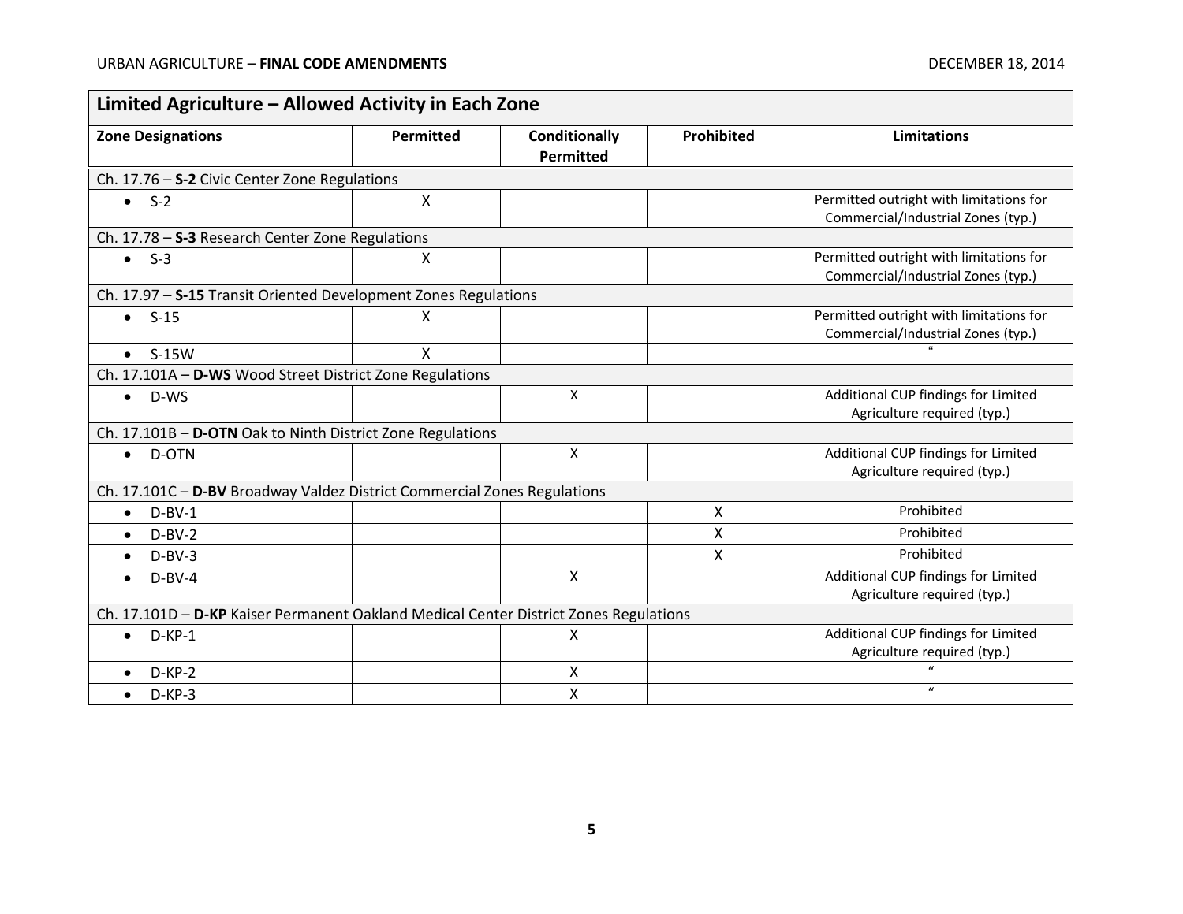| Limited Agriculture – Allowed Activity in Each Zone | | | | |
|---|---|---|---|---|
| **Zone Designations** | **Permitted** | **Conditionally Permitted** | **Prohibited** | **Limitations** |
| Ch. 17.76 – **S-2** Civic Center Zone Regulations | | | | |
| • S-2 | X | | | Permitted outright with limitations for Commercial/Industrial Zones (typ.) |
| Ch. 17.78 – **S-3** Research Center Zone Regulations | | | | |
| • S-3 | X | | | Permitted outright with limitations for Commercial/Industrial Zones (typ.) |
| Ch. 17.97 – **S-15** Transit Oriented Development Zones Regulations | | | | |
| • S-15 | X | | | Permitted outright with limitations for Commercial/Industrial Zones (typ.) |
| • S-15W | X | | | " |
| Ch. 17.101A – **D-WS** Wood Street District Zone Regulations | | | | |
| • D-WS | | X | | Additional CUP findings for Limited Agriculture required (typ.) |
| Ch. 17.101B – **D-OTN** Oak to Ninth District Zone Regulations | | | | |
| • D-OTN | | X | | Additional CUP findings for Limited Agriculture required (typ.) |
| Ch. 17.101C – **D-BV** Broadway Valdez District Commercial Zones Regulations | | | | |
| • D-BV-1 | | | X | Prohibited |
| • D-BV-2 | | | X | Prohibited |
| • D-BV-3 | | | X | Prohibited |
| • D-BV-4 | | X | | Additional CUP findings for Limited Agriculture required (typ.) |
| Ch. 17.101D – **D-KP** Kaiser Permanent Oakland Medical Center District Zones Regulations | | | | |
| • D-KP-1 | | X | | Additional CUP findings for Limited Agriculture required (typ.) |
| • D-KP-2 | | X | | " |
| • D-KP-3 | | X | | " |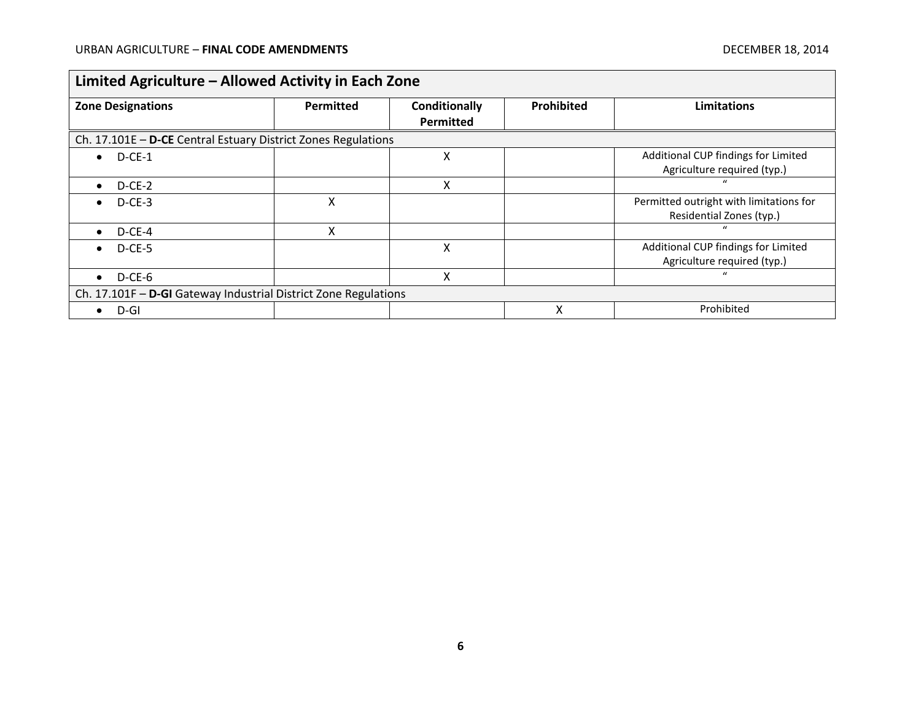| Limited Agriculture – Allowed Activity in Each Zone | | | | |
|---|---|---|---|---|
| **Zone Designations** | **Permitted** | **Conditionally Permitted** | **Prohibited** | **Limitations** |
| Ch. 17.101E – **D-CE** Central Estuary District Zones Regulations | | | | |
| • D-CE-1 | | X | | Additional CUP findings for Limited Agriculture required (typ.) |
| • D-CE-2 | | X | | " |
| • D-CE-3 | X | | | Permitted outright with limitations for Residential Zones (typ.) |
| • D-CE-4 | X | | | " |
| • D-CE-5 | | X | | Additional CUP findings for Limited Agriculture required (typ.) |
| • D-CE-6 | | X | | " |
| Ch. 17.101F – **D-GI** Gateway Industrial District Zone Regulations | | | | |
| • D-GI | | | X | Prohibited |